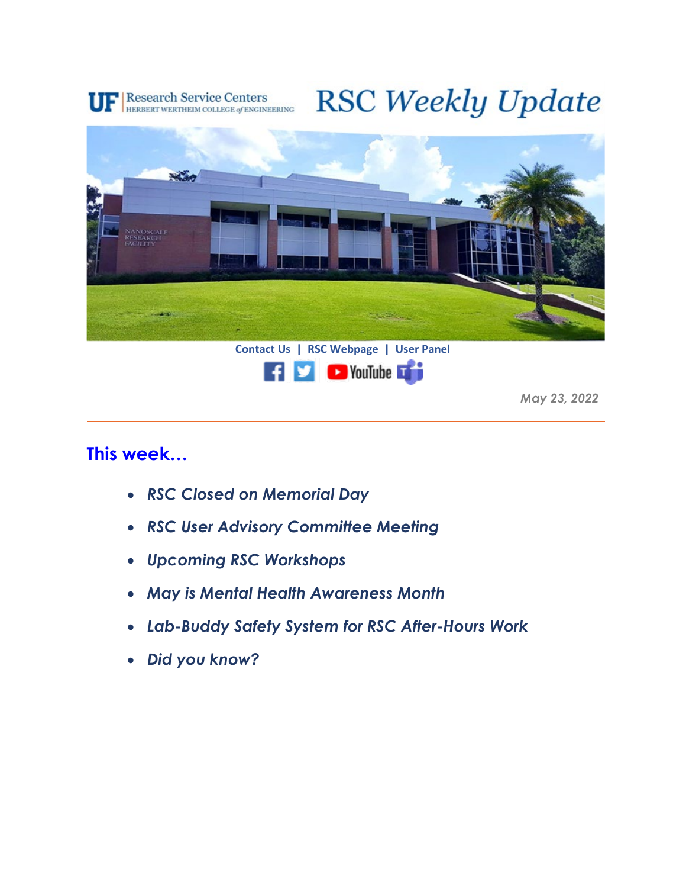UF | Research Service Centers
HERBERT WERTHEIM COLLEGE of ENGINEERING

# RSC Weekly Update

Contact Us | RSC Webpage | User Panel

*May 23, 2022*

---

## This week…

- ***RSC Closed on Memorial Day***
- ***RSC User Advisory Committee Meeting***
- ***Upcoming RSC Workshops***
- ***May is Mental Health Awareness Month***
- ***Lab-Buddy Safety System for RSC After-Hours Work***
- ***Did you know?***

---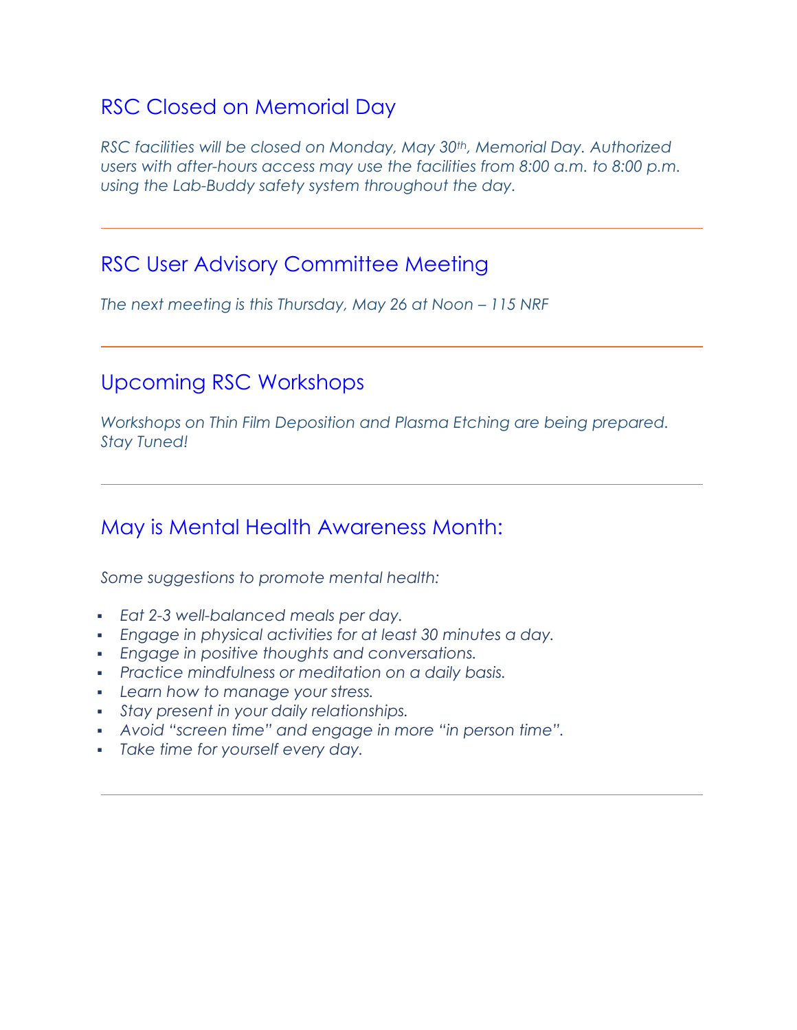## RSC Closed on Memorial Day

*RSC facilities will be closed on Monday, May 30th, Memorial Day. Authorized users with after-hours access may use the facilities from 8:00 a.m. to 8:00 p.m. using the Lab-Buddy safety system throughout the day.*

---

## RSC User Advisory Committee Meeting

*The next meeting is this Thursday, May 26 at Noon – 115 NRF*

---

## Upcoming RSC Workshops

*Workshops on Thin Film Deposition and Plasma Etching are being prepared. Stay Tuned!*

---

## May is Mental Health Awareness Month:

*Some suggestions to promote mental health:*

- *Eat 2-3 well-balanced meals per day.*
- *Engage in physical activities for at least 30 minutes a day.*
- *Engage in positive thoughts and conversations.*
- *Practice mindfulness or meditation on a daily basis.*
- *Learn how to manage your stress.*
- *Stay present in your daily relationships.*
- *Avoid "screen time" and engage in more "in person time".*
- *Take time for yourself every day.*

---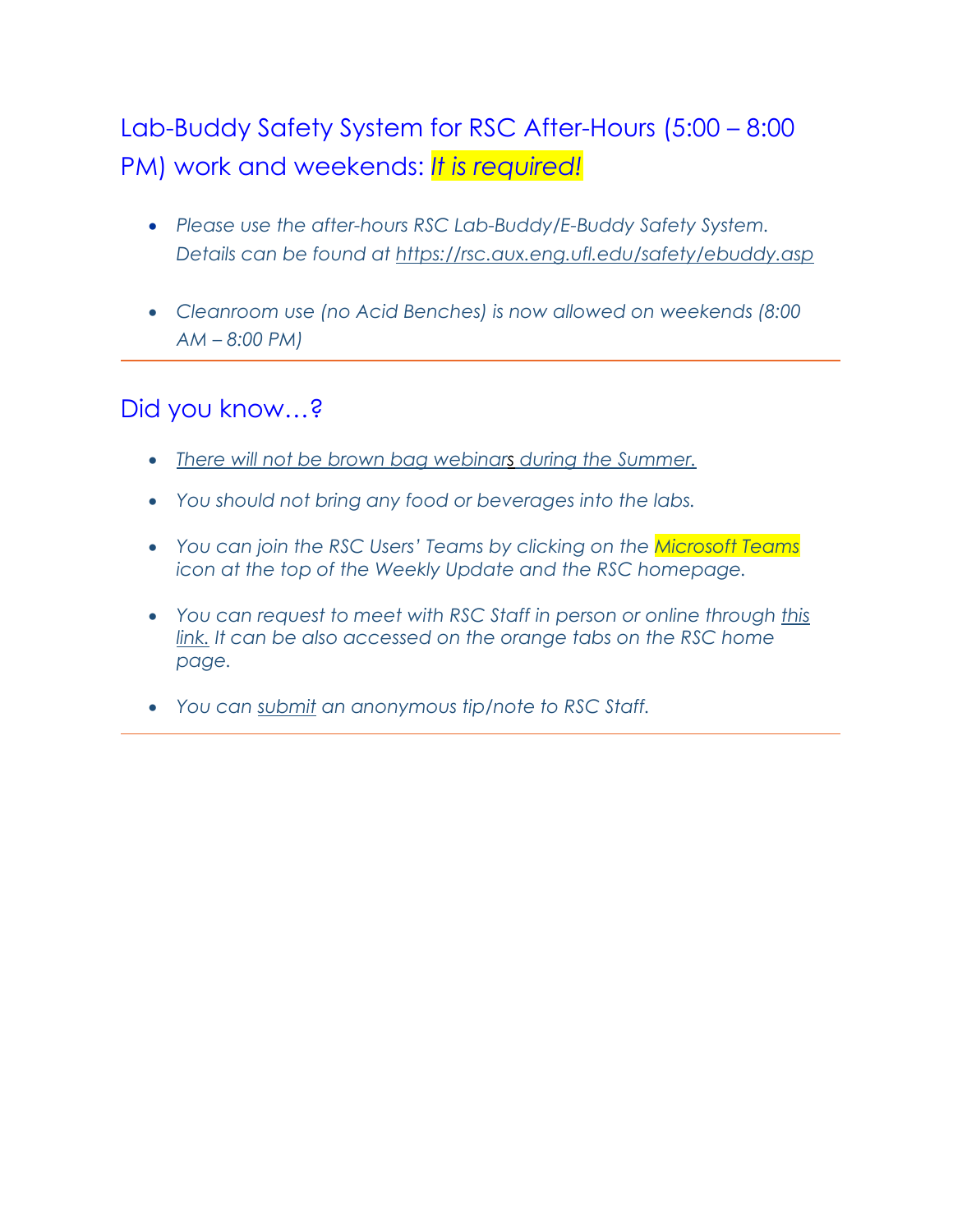## Lab-Buddy Safety System for RSC After-Hours (5:00 – 8:00 PM) work and weekends: *It is required!*

- *Please use the after-hours RSC Lab-Buddy/E-Buddy Safety System. Details can be found at https://rsc.aux.eng.ufl.edu/safety/ebuddy.asp*

- *Cleanroom use (no Acid Benches) is now allowed on weekends (8:00 AM – 8:00 PM)*

---

## Did you know…?

- *There will not be brown bag webinars during the Summer.*

- *You should not bring any food or beverages into the labs.*

- *You can join the RSC Users' Teams by clicking on the Microsoft Teams icon at the top of the Weekly Update and the RSC homepage.*

- *You can request to meet with RSC Staff in person or online through this link. It can be also accessed on the orange tabs on the RSC home page.*

- *You can submit an anonymous tip/note to RSC Staff.*

---